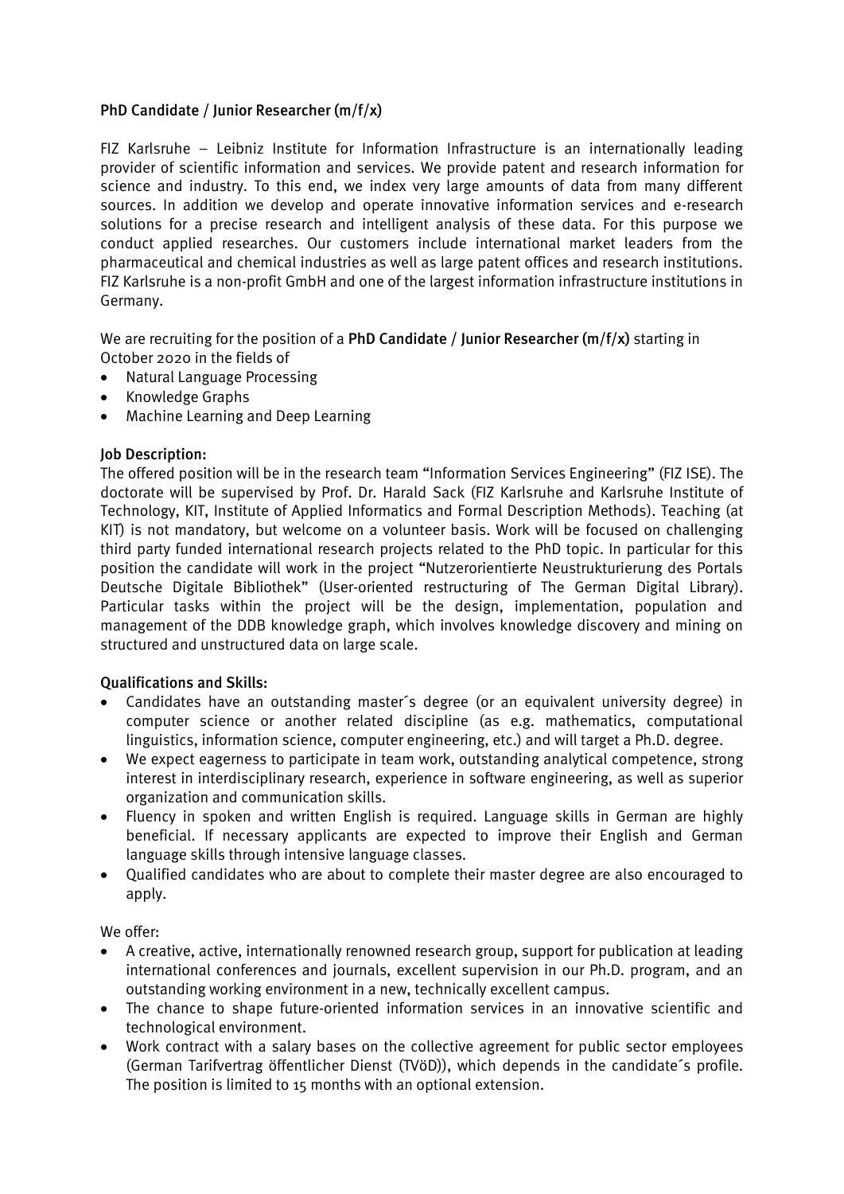# PhD Candidate / Junior Researcher (m/f/x)

FIZ Karlsruhe – Leibniz Institute for Information Infrastructure is an internationally leading provider of scientific information and services. We provide patent and research information for science and industry. To this end, we index very large amounts of data from many different sources. In addition we develop and operate innovative information services and e-research solutions for a precise research and intelligent analysis of these data. For this purpose we conduct applied researches. Our customers include international market leaders from the pharmaceutical and chemical industries as well as large patent offices and research institutions. FIZ Karlsruhe is a non-profit GmbH and one of the largest information infrastructure institutions in Germany.

We are recruiting for the position of a **PhD Candidate / Junior Researcher (m/f/x)** starting in October 2020 in the fields of

- Natural Language Processing
- Knowledge Graphs
- Machine Learning and Deep Learning

## Job Description:

The offered position will be in the research team "Information Services Engineering" (FIZ ISE). The doctorate will be supervised by Prof. Dr. Harald Sack (FIZ Karlsruhe and Karlsruhe Institute of Technology, KIT, Institute of Applied Informatics and Formal Description Methods). Teaching (at KIT) is not mandatory, but welcome on a volunteer basis. Work will be focused on challenging third party funded international research projects related to the PhD topic. In particular for this position the candidate will work in the project "Nutzerorientierte Neustrukturierung des Portals Deutsche Digitale Bibliothek" (User-oriented restructuring of The German Digital Library). Particular tasks within the project will be the design, implementation, population and management of the DDB knowledge graph, which involves knowledge discovery and mining on structured and unstructured data on large scale.

## Qualifications and Skills:

- Candidates have an outstanding master´s degree (or an equivalent university degree) in computer science or another related discipline (as e.g. mathematics, computational linguistics, information science, computer engineering, etc.) and will target a Ph.D. degree.
- We expect eagerness to participate in team work, outstanding analytical competence, strong interest in interdisciplinary research, experience in software engineering, as well as superior organization and communication skills.
- Fluency in spoken and written English is required. Language skills in German are highly beneficial. If necessary applicants are expected to improve their English and German language skills through intensive language classes.
- Qualified candidates who are about to complete their master degree are also encouraged to apply.

We offer:

- A creative, active, internationally renowned research group, support for publication at leading international conferences and journals, excellent supervision in our Ph.D. program, and an outstanding working environment in a new, technically excellent campus.
- The chance to shape future-oriented information services in an innovative scientific and technological environment.
- Work contract with a salary bases on the collective agreement for public sector employees (German Tarifvertrag öffentlicher Dienst (TVöD)), which depends in the candidate´s profile. The position is limited to 15 months with an optional extension.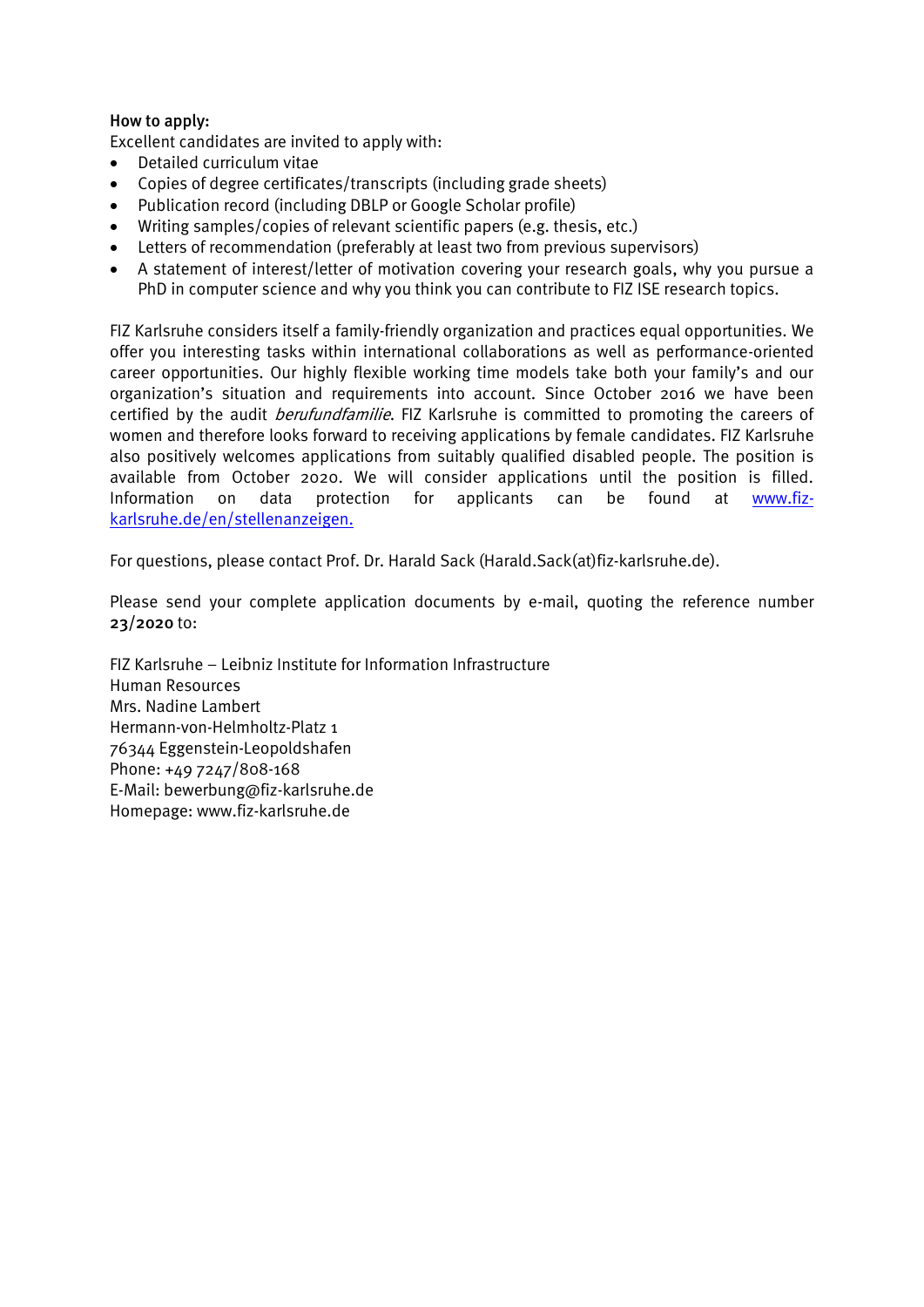**How to apply:**

Excellent candidates are invited to apply with:

- Detailed curriculum vitae
- Copies of degree certificates/transcripts (including grade sheets)
- Publication record (including DBLP or Google Scholar profile)
- Writing samples/copies of relevant scientific papers (e.g. thesis, etc.)
- Letters of recommendation (preferably at least two from previous supervisors)
- A statement of interest/letter of motivation covering your research goals, why you pursue a PhD in computer science and why you think you can contribute to FIZ ISE research topics.

FIZ Karlsruhe considers itself a family-friendly organization and practices equal opportunities. We offer you interesting tasks within international collaborations as well as performance-oriented career opportunities. Our highly flexible working time models take both your family's and our organization's situation and requirements into account. Since October 2016 we have been certified by the audit *berufundfamilie*. FIZ Karlsruhe is committed to promoting the careers of women and therefore looks forward to receiving applications by female candidates. FIZ Karlsruhe also positively welcomes applications from suitably qualified disabled people. The position is available from October 2020. We will consider applications until the position is filled. Information on data protection for applicants can be found at [www.fiz-karlsruhe.de/en/stellenanzeigen.](www.fiz-karlsruhe.de/en/stellenanzeigen)

For questions, please contact Prof. Dr. Harald Sack (Harald.Sack(at)fiz-karlsruhe.de).

Please send your complete application documents by e-mail, quoting the reference number **23/2020** to:

FIZ Karlsruhe – Leibniz Institute for Information Infrastructure
Human Resources
Mrs. Nadine Lambert
Hermann-von-Helmholtz-Platz 1
76344 Eggenstein-Leopoldshafen
Phone: +49 7247/808-168
E-Mail: bewerbung@fiz-karlsruhe.de
Homepage: www.fiz-karlsruhe.de